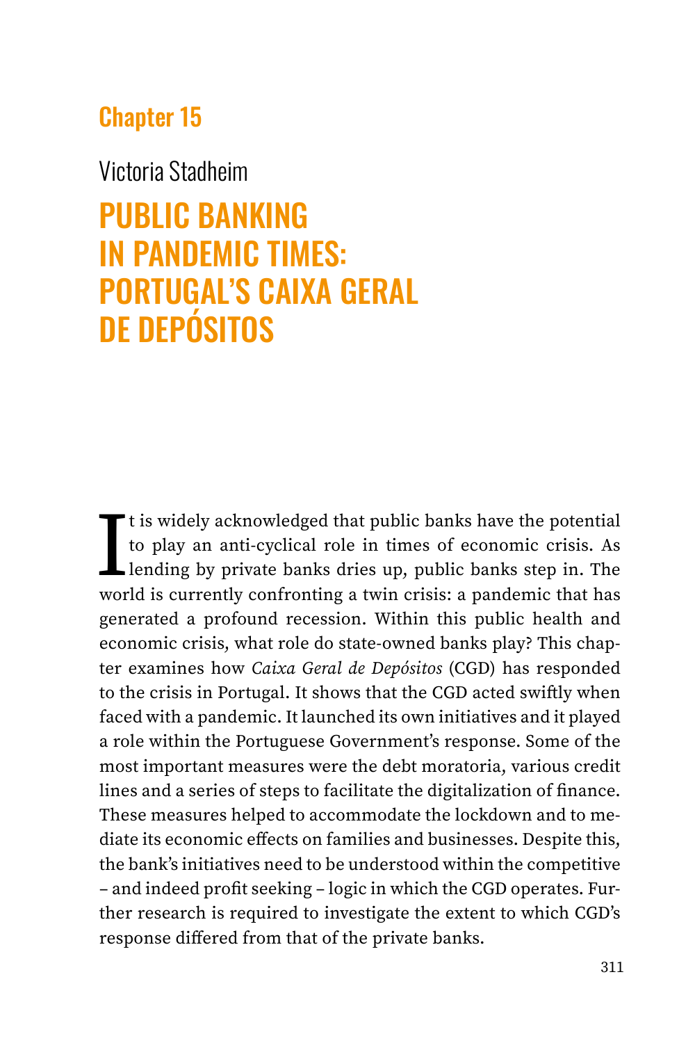## Chapter 15

Victoria Stadheim

# PUBLIC BANKING IN PANDEMIC TIMES: PORTUGAL'S CAIXA GERAL DE DEPÓSITOS

It is widely acknowledged that public banks have the potential to play an anti-cyclical role in times of economic crisis. As lending by private banks dries up, public banks step in. The world is currently confronting a twin crisis: a pandemic that has generated a profound recession. Within this public health and economic crisis, what role do state-owned banks play? This chapter examines how *Caixa Geral de Depósitos* (CGD) has responded to the crisis in Portugal. It shows that the CGD acted swiftly when faced with a pandemic. It launched its own initiatives and it played a role within the Portuguese Government's response. Some of the most important measures were the debt moratoria, various credit lines and a series of steps to facilitate the digitalization of finance. These measures helped to accommodate the lockdown and to mediate its economic effects on families and businesses. Despite this, the bank's initiatives need to be understood within the competitive – and indeed profit seeking – logic in which the CGD operates. Further research is required to investigate the extent to which CGD's response differed from that of the private banks.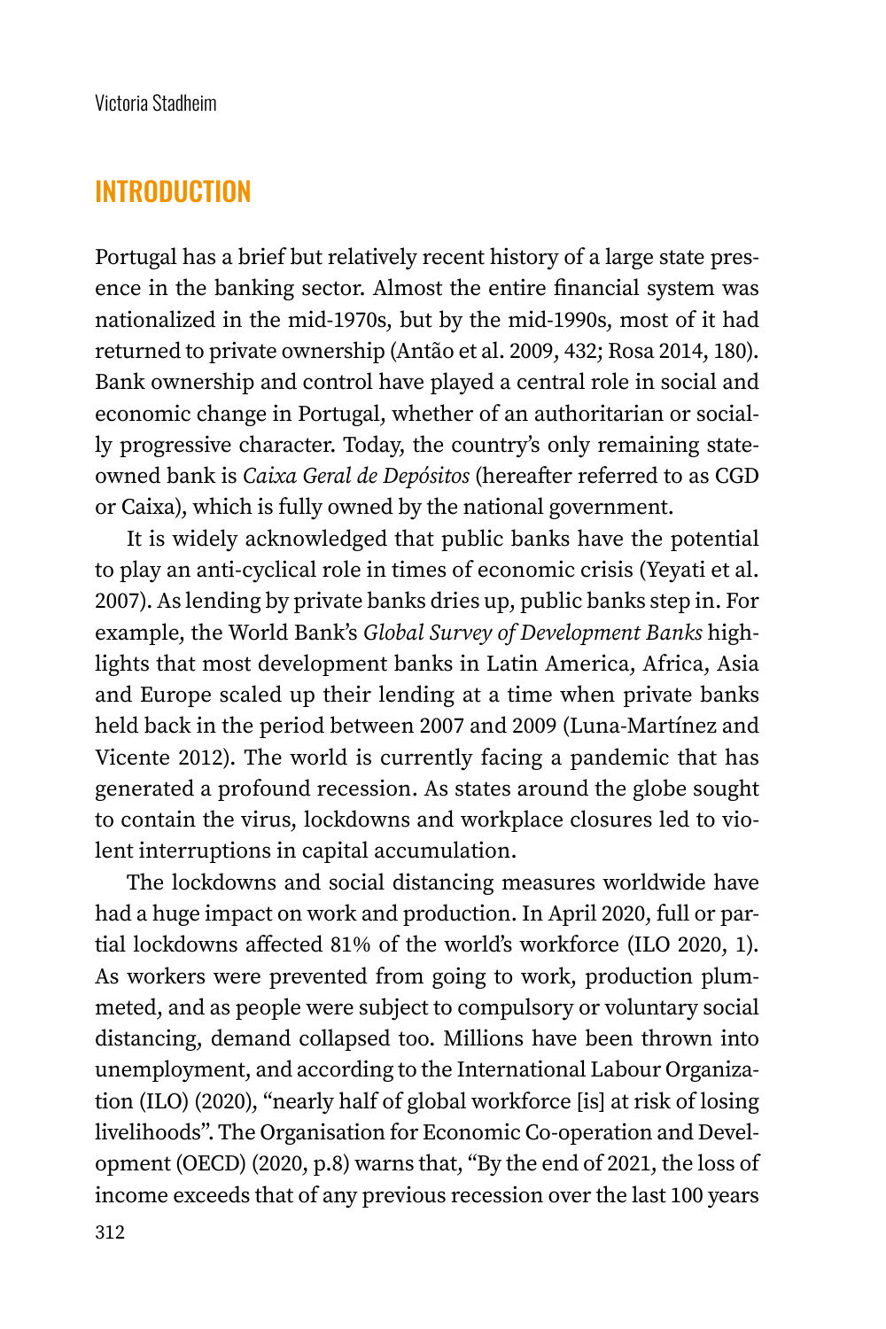## INTRODUCTION

Portugal has a brief but relatively recent history of a large state presence in the banking sector. Almost the entire financial system was nationalized in the mid-1970s, but by the mid-1990s, most of it had returned to private ownership (Antão et al. 2009, 432; Rosa 2014, 180). Bank ownership and control have played a central role in social and economic change in Portugal, whether of an authoritarian or socially progressive character. Today, the country's only remaining state-owned bank is *Caixa Geral de Depósitos* (hereafter referred to as CGD or Caixa), which is fully owned by the national government.

It is widely acknowledged that public banks have the potential to play an anti-cyclical role in times of economic crisis (Yeyati et al. 2007). As lending by private banks dries up, public banks step in. For example, the World Bank's *Global Survey of Development Banks* highlights that most development banks in Latin America, Africa, Asia and Europe scaled up their lending at a time when private banks held back in the period between 2007 and 2009 (Luna-Martínez and Vicente 2012). The world is currently facing a pandemic that has generated a profound recession. As states around the globe sought to contain the virus, lockdowns and workplace closures led to violent interruptions in capital accumulation.

The lockdowns and social distancing measures worldwide have had a huge impact on work and production. In April 2020, full or partial lockdowns affected 81% of the world's workforce (ILO 2020, 1). As workers were prevented from going to work, production plummeted, and as people were subject to compulsory or voluntary social distancing, demand collapsed too. Millions have been thrown into unemployment, and according to the International Labour Organization (ILO) (2020), "nearly half of global workforce [is] at risk of losing livelihoods". The Organisation for Economic Co-operation and Development (OECD) (2020, p.8) warns that, "By the end of 2021, the loss of income exceeds that of any previous recession over the last 100 years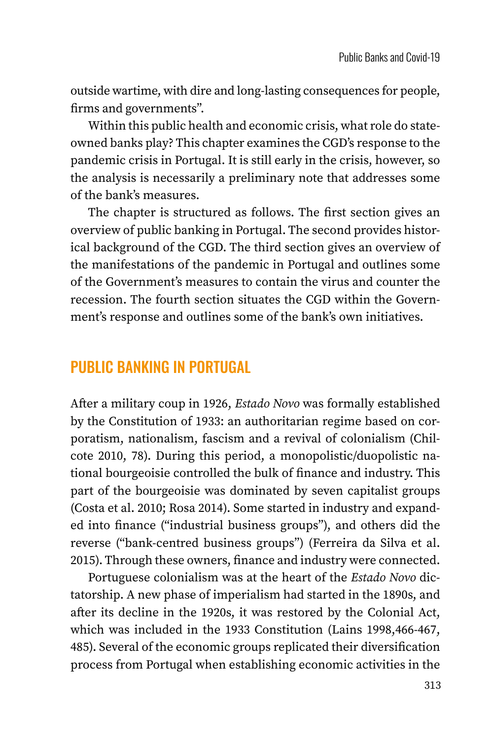outside wartime, with dire and long-lasting consequences for people, firms and governments".

Within this public health and economic crisis, what role do state-owned banks play? This chapter examines the CGD's response to the pandemic crisis in Portugal. It is still early in the crisis, however, so the analysis is necessarily a preliminary note that addresses some of the bank's measures.

The chapter is structured as follows. The first section gives an overview of public banking in Portugal. The second provides historical background of the CGD. The third section gives an overview of the manifestations of the pandemic in Portugal and outlines some of the Government's measures to contain the virus and counter the recession. The fourth section situates the CGD within the Government's response and outlines some of the bank's own initiatives.

## PUBLIC BANKING IN PORTUGAL

After a military coup in 1926, *Estado Novo* was formally established by the Constitution of 1933: an authoritarian regime based on corporatism, nationalism, fascism and a revival of colonialism (Chilcote 2010, 78). During this period, a monopolistic/duopolistic national bourgeoisie controlled the bulk of finance and industry. This part of the bourgeoisie was dominated by seven capitalist groups (Costa et al. 2010; Rosa 2014). Some started in industry and expanded into finance ("industrial business groups"), and others did the reverse ("bank-centred business groups") (Ferreira da Silva et al. 2015). Through these owners, finance and industry were connected.

Portuguese colonialism was at the heart of the *Estado Novo* dictatorship. A new phase of imperialism had started in the 1890s, and after its decline in the 1920s, it was restored by the Colonial Act, which was included in the 1933 Constitution (Lains 1998,466-467, 485). Several of the economic groups replicated their diversification process from Portugal when establishing economic activities in the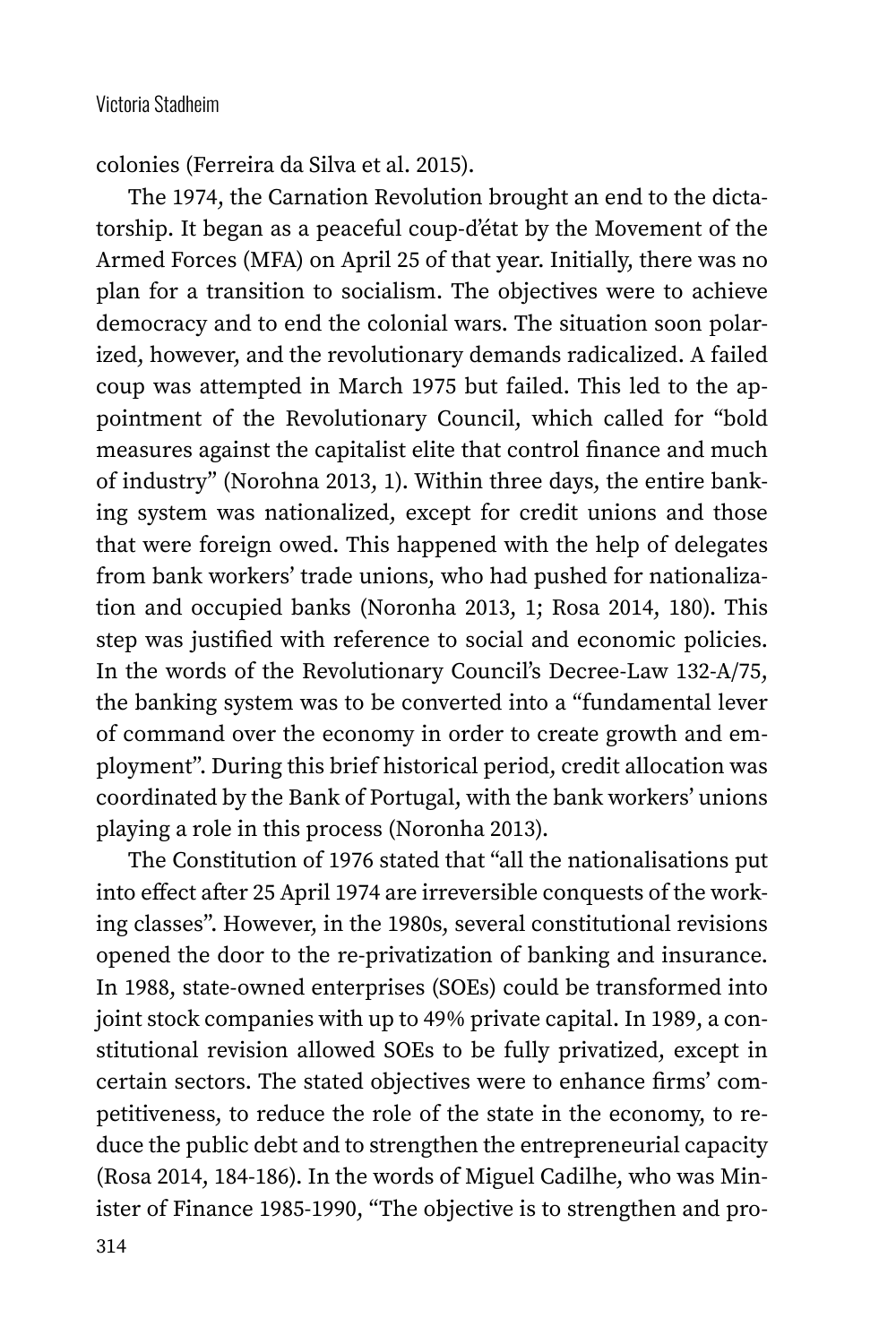colonies (Ferreira da Silva et al. 2015).

The 1974, the Carnation Revolution brought an end to the dictatorship. It began as a peaceful coup-d'état by the Movement of the Armed Forces (MFA) on April 25 of that year. Initially, there was no plan for a transition to socialism. The objectives were to achieve democracy and to end the colonial wars. The situation soon polarized, however, and the revolutionary demands radicalized. A failed coup was attempted in March 1975 but failed. This led to the appointment of the Revolutionary Council, which called for "bold measures against the capitalist elite that control finance and much of industry" (Norohna 2013, 1). Within three days, the entire banking system was nationalized, except for credit unions and those that were foreign owed. This happened with the help of delegates from bank workers' trade unions, who had pushed for nationalization and occupied banks (Noronha 2013, 1; Rosa 2014, 180). This step was justified with reference to social and economic policies. In the words of the Revolutionary Council's Decree-Law 132-A/75, the banking system was to be converted into a "fundamental lever of command over the economy in order to create growth and employment". During this brief historical period, credit allocation was coordinated by the Bank of Portugal, with the bank workers' unions playing a role in this process (Noronha 2013).

The Constitution of 1976 stated that "all the nationalisations put into effect after 25 April 1974 are irreversible conquests of the working classes". However, in the 1980s, several constitutional revisions opened the door to the re-privatization of banking and insurance. In 1988, state-owned enterprises (SOEs) could be transformed into joint stock companies with up to 49% private capital. In 1989, a constitutional revision allowed SOEs to be fully privatized, except in certain sectors. The stated objectives were to enhance firms' competitiveness, to reduce the role of the state in the economy, to reduce the public debt and to strengthen the entrepreneurial capacity (Rosa 2014, 184-186). In the words of Miguel Cadilhe, who was Minister of Finance 1985-1990, "The objective is to strengthen and pro-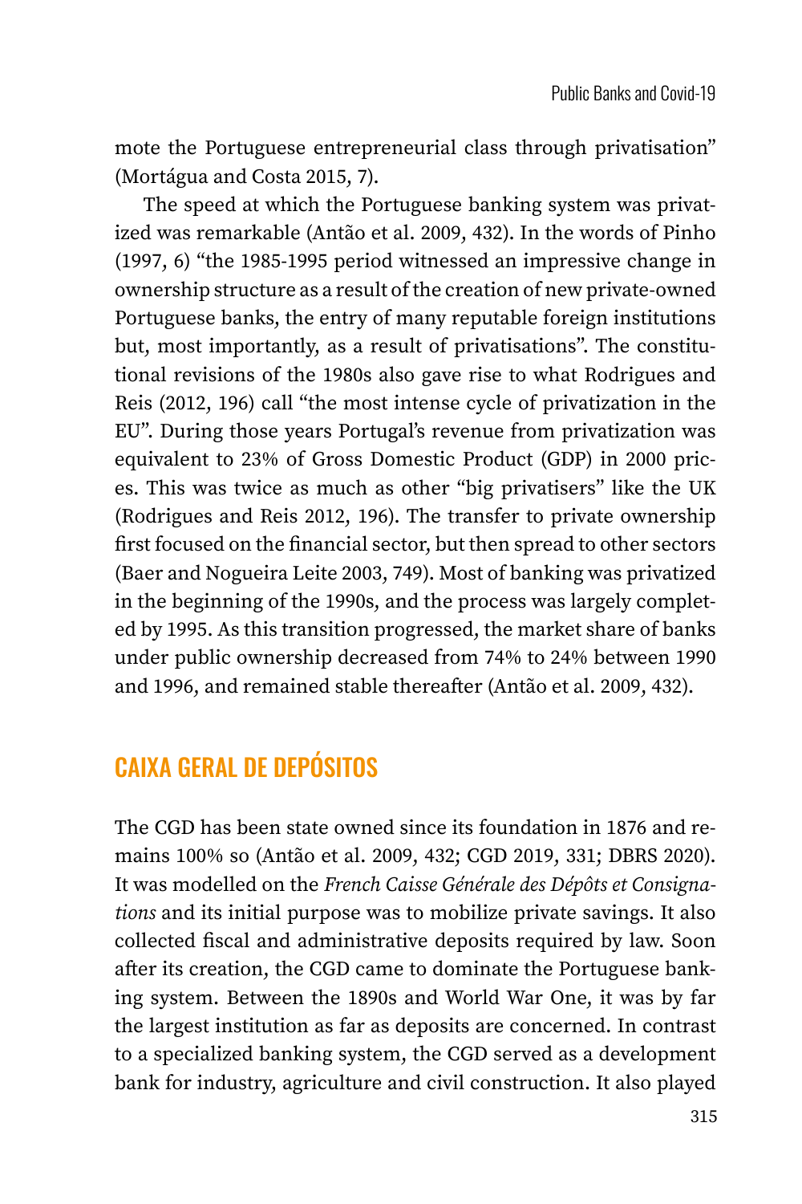mote the Portuguese entrepreneurial class through privatisation" (Mortágua and Costa 2015, 7).

The speed at which the Portuguese banking system was privatized was remarkable (Antão et al. 2009, 432). In the words of Pinho (1997, 6) "the 1985-1995 period witnessed an impressive change in ownership structure as a result of the creation of new private-owned Portuguese banks, the entry of many reputable foreign institutions but, most importantly, as a result of privatisations". The constitutional revisions of the 1980s also gave rise to what Rodrigues and Reis (2012, 196) call "the most intense cycle of privatization in the EU". During those years Portugal's revenue from privatization was equivalent to 23% of Gross Domestic Product (GDP) in 2000 prices. This was twice as much as other "big privatisers" like the UK (Rodrigues and Reis 2012, 196). The transfer to private ownership first focused on the financial sector, but then spread to other sectors (Baer and Nogueira Leite 2003, 749). Most of banking was privatized in the beginning of the 1990s, and the process was largely completed by 1995. As this transition progressed, the market share of banks under public ownership decreased from 74% to 24% between 1990 and 1996, and remained stable thereafter (Antão et al. 2009, 432).

## CAIXA GERAL DE DEPÓSITOS

The CGD has been state owned since its foundation in 1876 and remains 100% so (Antão et al. 2009, 432; CGD 2019, 331; DBRS 2020). It was modelled on the *French Caisse Générale des Dépôts et Consignations* and its initial purpose was to mobilize private savings. It also collected fiscal and administrative deposits required by law. Soon after its creation, the CGD came to dominate the Portuguese banking system. Between the 1890s and World War One, it was by far the largest institution as far as deposits are concerned. In contrast to a specialized banking system, the CGD served as a development bank for industry, agriculture and civil construction. It also played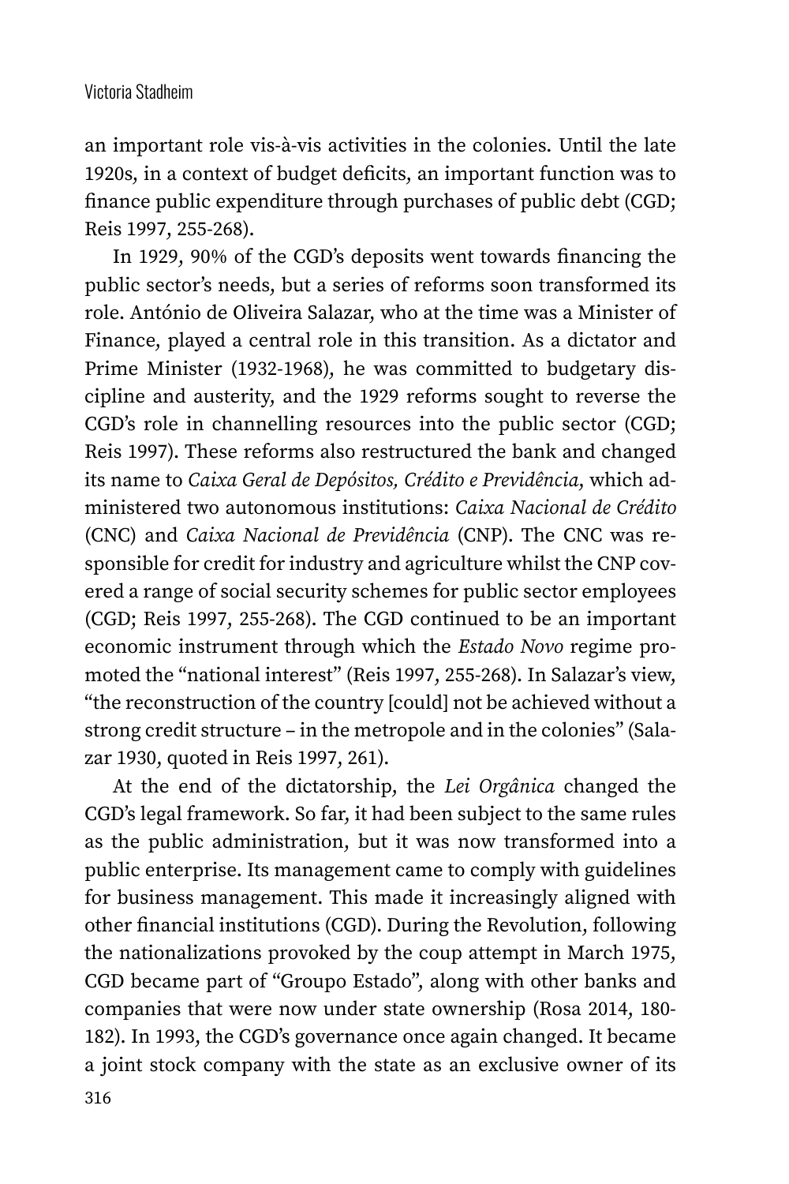an important role vis-à-vis activities in the colonies. Until the late 1920s, in a context of budget deficits, an important function was to finance public expenditure through purchases of public debt (CGD; Reis 1997, 255-268).

In 1929, 90% of the CGD's deposits went towards financing the public sector's needs, but a series of reforms soon transformed its role. António de Oliveira Salazar, who at the time was a Minister of Finance, played a central role in this transition. As a dictator and Prime Minister (1932-1968), he was committed to budgetary discipline and austerity, and the 1929 reforms sought to reverse the CGD's role in channelling resources into the public sector (CGD; Reis 1997). These reforms also restructured the bank and changed its name to *Caixa Geral de Depósitos, Crédito e Previdência,* which administered two autonomous institutions: *Caixa Nacional de Crédito* (CNC) and *Caixa Nacional de Previdência* (CNP). The CNC was responsible for credit for industry and agriculture whilst the CNP covered a range of social security schemes for public sector employees (CGD; Reis 1997, 255-268). The CGD continued to be an important economic instrument through which the *Estado Novo* regime promoted the "national interest" (Reis 1997, 255-268). In Salazar's view, "the reconstruction of the country [could] not be achieved without a strong credit structure – in the metropole and in the colonies" (Salazar 1930, quoted in Reis 1997, 261).

At the end of the dictatorship, the *Lei Orgânica* changed the CGD's legal framework. So far, it had been subject to the same rules as the public administration, but it was now transformed into a public enterprise. Its management came to comply with guidelines for business management. This made it increasingly aligned with other financial institutions (CGD). During the Revolution, following the nationalizations provoked by the coup attempt in March 1975, CGD became part of "Groupo Estado", along with other banks and companies that were now under state ownership (Rosa 2014, 180-182). In 1993, the CGD's governance once again changed. It became a joint stock company with the state as an exclusive owner of its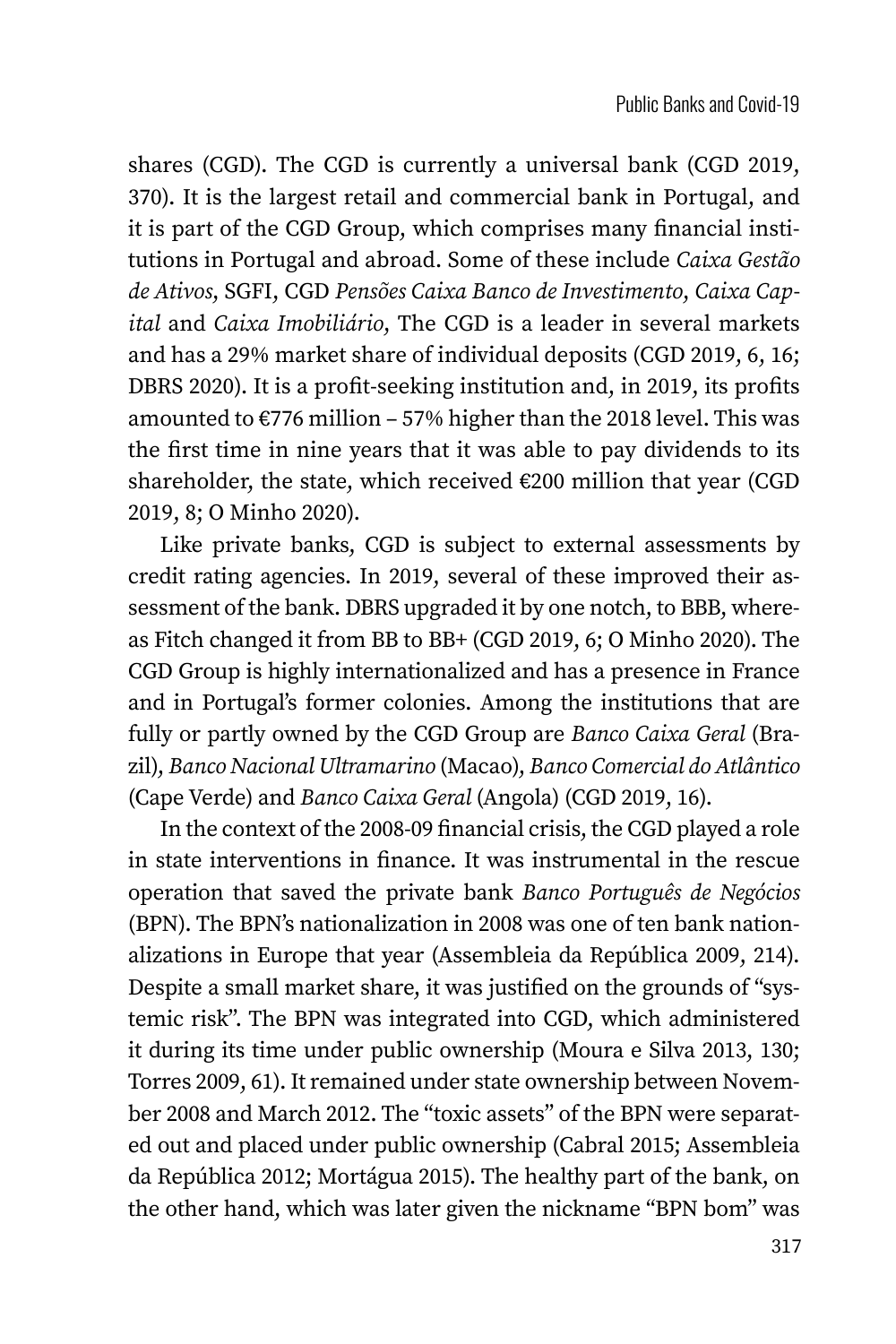shares (CGD). The CGD is currently a universal bank (CGD 2019, 370). It is the largest retail and commercial bank in Portugal, and it is part of the CGD Group, which comprises many financial institutions in Portugal and abroad. Some of these include *Caixa Gestão de Ativos*, SGFI, CGD *Pensões Caixa Banco de Investimento*, *Caixa Capital* and *Caixa Imobiliário*, The CGD is a leader in several markets and has a 29% market share of individual deposits (CGD 2019, 6, 16; DBRS 2020). It is a profit-seeking institution and, in 2019, its profits amounted to €776 million – 57% higher than the 2018 level. This was the first time in nine years that it was able to pay dividends to its shareholder, the state, which received €200 million that year (CGD 2019, 8; O Minho 2020).

Like private banks, CGD is subject to external assessments by credit rating agencies. In 2019, several of these improved their assessment of the bank. DBRS upgraded it by one notch, to BBB, whereas Fitch changed it from BB to BB+ (CGD 2019, 6; O Minho 2020). The CGD Group is highly internationalized and has a presence in France and in Portugal's former colonies. Among the institutions that are fully or partly owned by the CGD Group are *Banco Caixa Geral* (Brazil), *Banco Nacional Ultramarino* (Macao), *Banco Comercial do Atlântico* (Cape Verde) and *Banco Caixa Geral* (Angola) (CGD 2019, 16).

In the context of the 2008-09 financial crisis, the CGD played a role in state interventions in finance. It was instrumental in the rescue operation that saved the private bank *Banco Português de Negócios* (BPN). The BPN's nationalization in 2008 was one of ten bank nationalizations in Europe that year (Assembleia da República 2009, 214). Despite a small market share, it was justified on the grounds of "systemic risk". The BPN was integrated into CGD, which administered it during its time under public ownership (Moura e Silva 2013, 130; Torres 2009, 61). It remained under state ownership between November 2008 and March 2012. The "toxic assets" of the BPN were separated out and placed under public ownership (Cabral 2015; Assembleia da República 2012; Mortágua 2015). The healthy part of the bank, on the other hand, which was later given the nickname "BPN bom" was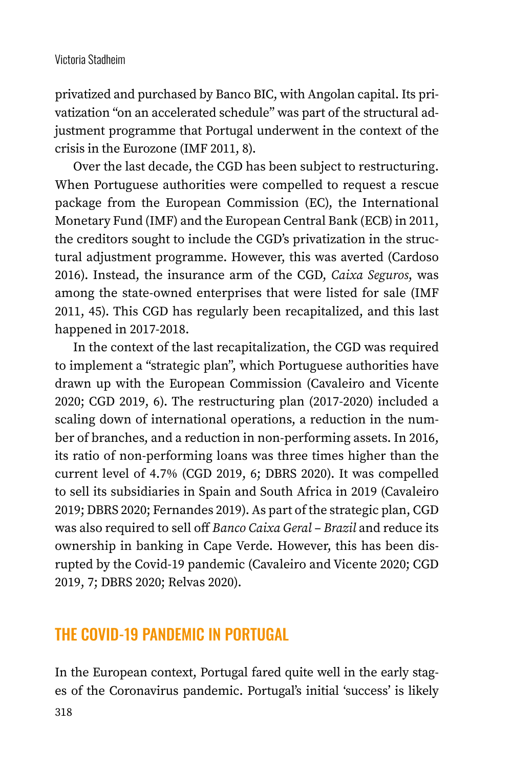privatized and purchased by Banco BIC, with Angolan capital. Its privatization "on an accelerated schedule" was part of the structural adjustment programme that Portugal underwent in the context of the crisis in the Eurozone (IMF 2011, 8).

Over the last decade, the CGD has been subject to restructuring. When Portuguese authorities were compelled to request a rescue package from the European Commission (EC), the International Monetary Fund (IMF) and the European Central Bank (ECB) in 2011, the creditors sought to include the CGD's privatization in the structural adjustment programme. However, this was averted (Cardoso 2016). Instead, the insurance arm of the CGD, *Caixa Seguros*, was among the state-owned enterprises that were listed for sale (IMF 2011, 45). This CGD has regularly been recapitalized, and this last happened in 2017-2018.

In the context of the last recapitalization, the CGD was required to implement a "strategic plan", which Portuguese authorities have drawn up with the European Commission (Cavaleiro and Vicente 2020; CGD 2019, 6). The restructuring plan (2017-2020) included a scaling down of international operations, a reduction in the number of branches, and a reduction in non-performing assets. In 2016, its ratio of non-performing loans was three times higher than the current level of 4.7% (CGD 2019, 6; DBRS 2020). It was compelled to sell its subsidiaries in Spain and South Africa in 2019 (Cavaleiro 2019; DBRS 2020; Fernandes 2019). As part of the strategic plan, CGD was also required to sell off *Banco Caixa Geral – Brazil* and reduce its ownership in banking in Cape Verde. However, this has been disrupted by the Covid-19 pandemic (Cavaleiro and Vicente 2020; CGD 2019, 7; DBRS 2020; Relvas 2020).

## THE COVID-19 PANDEMIC IN PORTUGAL

In the European context, Portugal fared quite well in the early stages of the Coronavirus pandemic. Portugal's initial 'success' is likely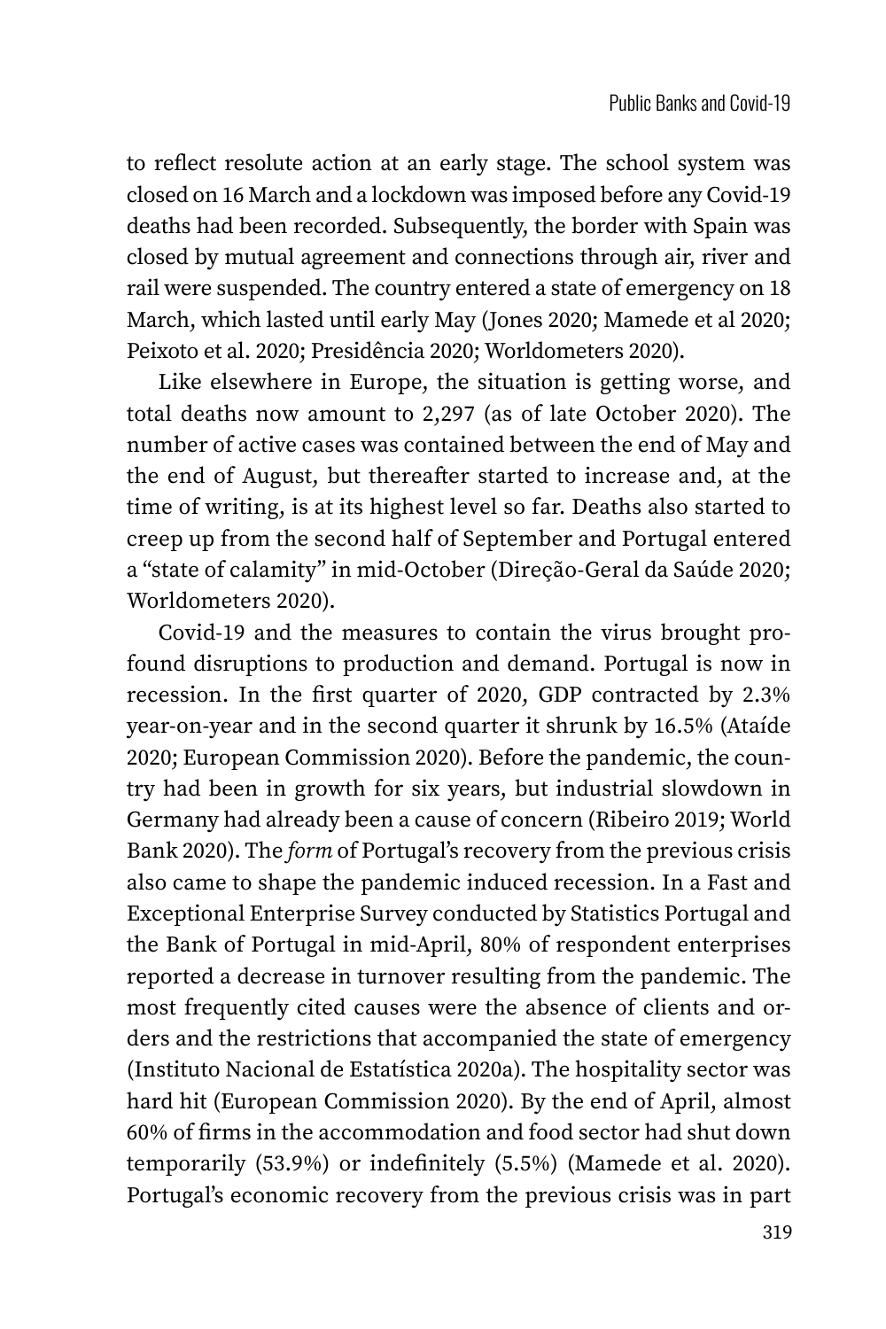to reflect resolute action at an early stage. The school system was closed on 16 March and a lockdown was imposed before any Covid-19 deaths had been recorded. Subsequently, the border with Spain was closed by mutual agreement and connections through air, river and rail were suspended. The country entered a state of emergency on 18 March, which lasted until early May (Jones 2020; Mamede et al 2020; Peixoto et al. 2020; Presidência 2020; Worldometers 2020).

Like elsewhere in Europe, the situation is getting worse, and total deaths now amount to 2,297 (as of late October 2020). The number of active cases was contained between the end of May and the end of August, but thereafter started to increase and, at the time of writing, is at its highest level so far. Deaths also started to creep up from the second half of September and Portugal entered a "state of calamity" in mid-October (Direção-Geral da Saúde 2020; Worldometers 2020).

Covid-19 and the measures to contain the virus brought profound disruptions to production and demand. Portugal is now in recession. In the first quarter of 2020, GDP contracted by 2.3% year-on-year and in the second quarter it shrunk by 16.5% (Ataíde 2020; European Commission 2020). Before the pandemic, the country had been in growth for six years, but industrial slowdown in Germany had already been a cause of concern (Ribeiro 2019; World Bank 2020). The *form* of Portugal's recovery from the previous crisis also came to shape the pandemic induced recession. In a Fast and Exceptional Enterprise Survey conducted by Statistics Portugal and the Bank of Portugal in mid-April, 80% of respondent enterprises reported a decrease in turnover resulting from the pandemic. The most frequently cited causes were the absence of clients and orders and the restrictions that accompanied the state of emergency (Instituto Nacional de Estatística 2020a). The hospitality sector was hard hit (European Commission 2020). By the end of April, almost 60% of firms in the accommodation and food sector had shut down temporarily (53.9%) or indefinitely (5.5%) (Mamede et al. 2020). Portugal's economic recovery from the previous crisis was in part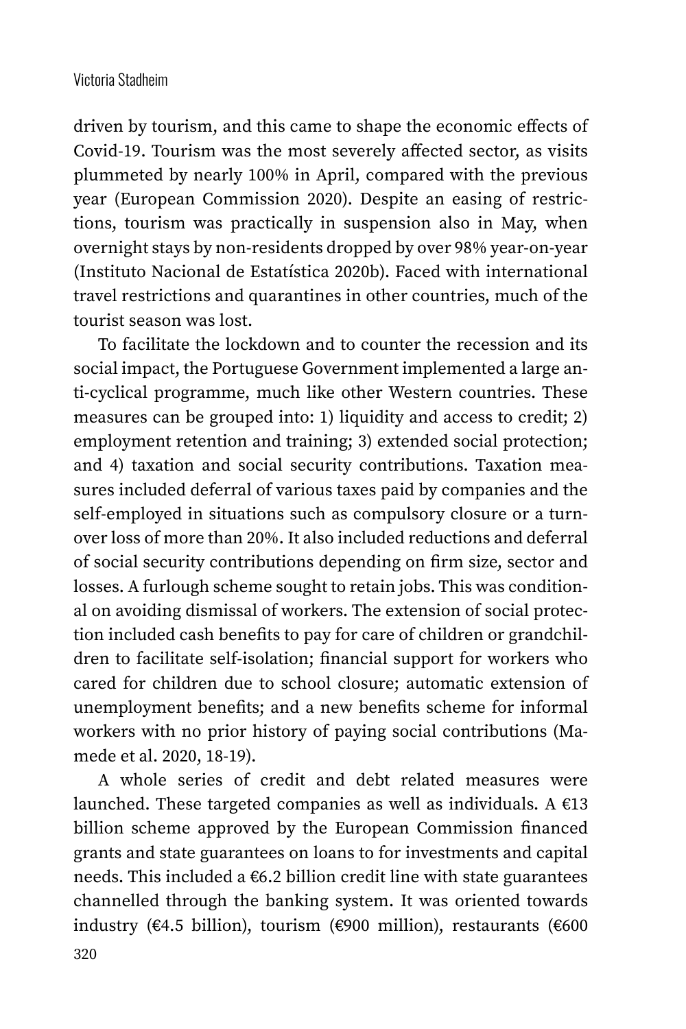driven by tourism, and this came to shape the economic effects of Covid-19. Tourism was the most severely affected sector, as visits plummeted by nearly 100% in April, compared with the previous year (European Commission 2020). Despite an easing of restrictions, tourism was practically in suspension also in May, when overnight stays by non-residents dropped by over 98% year-on-year (Instituto Nacional de Estatística 2020b). Faced with international travel restrictions and quarantines in other countries, much of the tourist season was lost.

To facilitate the lockdown and to counter the recession and its social impact, the Portuguese Government implemented a large anti-cyclical programme, much like other Western countries. These measures can be grouped into: 1) liquidity and access to credit; 2) employment retention and training; 3) extended social protection; and 4) taxation and social security contributions. Taxation measures included deferral of various taxes paid by companies and the self-employed in situations such as compulsory closure or a turnover loss of more than 20%. It also included reductions and deferral of social security contributions depending on firm size, sector and losses. A furlough scheme sought to retain jobs. This was conditional on avoiding dismissal of workers. The extension of social protection included cash benefits to pay for care of children or grandchildren to facilitate self-isolation; financial support for workers who cared for children due to school closure; automatic extension of unemployment benefits; and a new benefits scheme for informal workers with no prior history of paying social contributions (Mamede et al. 2020, 18-19).

A whole series of credit and debt related measures were launched. These targeted companies as well as individuals. A €13 billion scheme approved by the European Commission financed grants and state guarantees on loans to for investments and capital needs. This included a €6.2 billion credit line with state guarantees channelled through the banking system. It was oriented towards industry (€4.5 billion), tourism (€900 million), restaurants (€600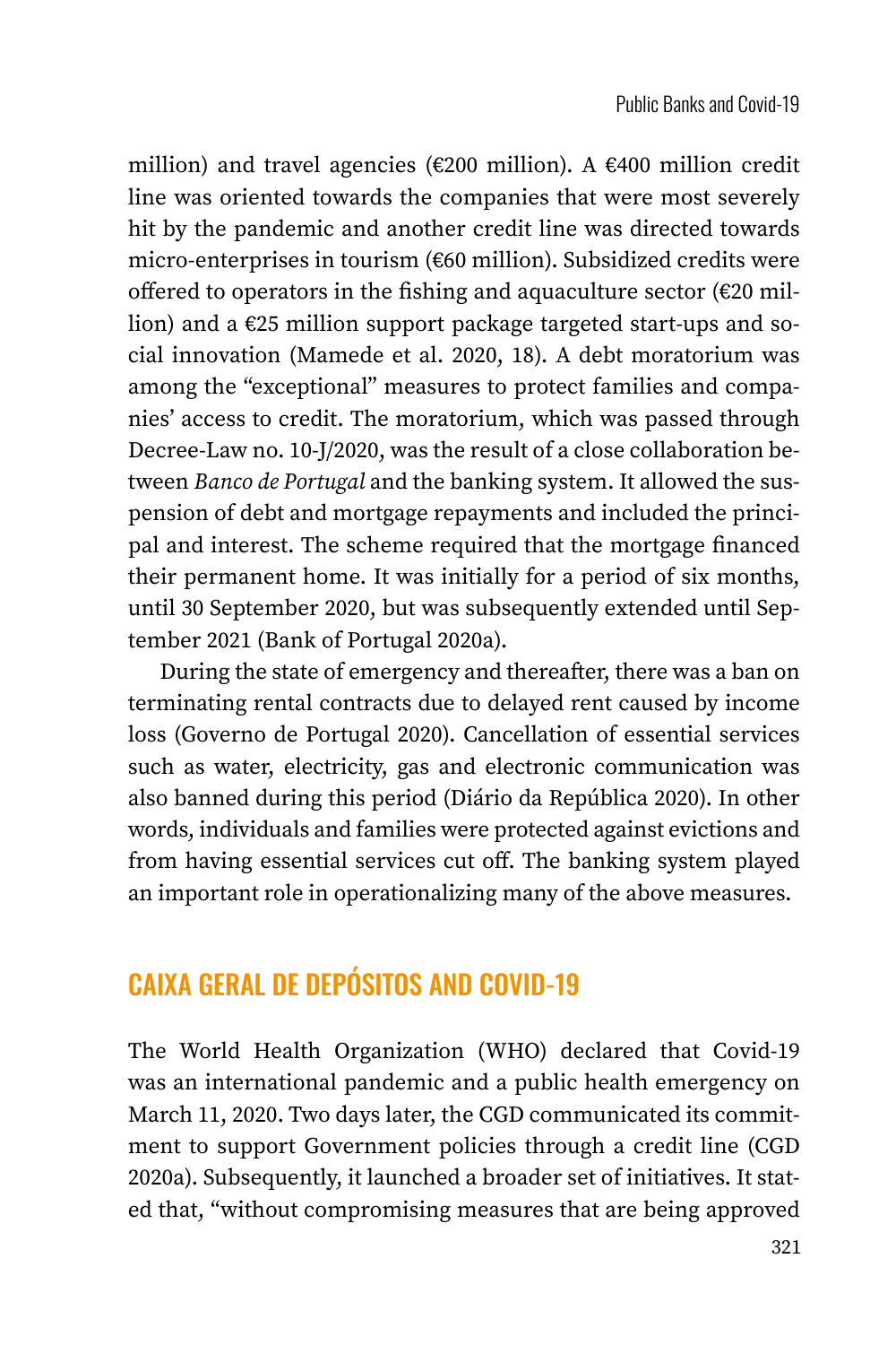million) and travel agencies (€200 million). A €400 million credit line was oriented towards the companies that were most severely hit by the pandemic and another credit line was directed towards micro-enterprises in tourism (€60 million). Subsidized credits were offered to operators in the fishing and aquaculture sector (€20 million) and a €25 million support package targeted start-ups and social innovation (Mamede et al. 2020, 18). A debt moratorium was among the "exceptional" measures to protect families and companies' access to credit. The moratorium, which was passed through Decree-Law no. 10-J/2020, was the result of a close collaboration between *Banco de Portugal* and the banking system. It allowed the suspension of debt and mortgage repayments and included the principal and interest. The scheme required that the mortgage financed their permanent home. It was initially for a period of six months, until 30 September 2020, but was subsequently extended until September 2021 (Bank of Portugal 2020a).

During the state of emergency and thereafter, there was a ban on terminating rental contracts due to delayed rent caused by income loss (Governo de Portugal 2020). Cancellation of essential services such as water, electricity, gas and electronic communication was also banned during this period (Diário da República 2020). In other words, individuals and families were protected against evictions and from having essential services cut off. The banking system played an important role in operationalizing many of the above measures.

## CAIXA GERAL DE DEPÓSITOS AND COVID-19

The World Health Organization (WHO) declared that Covid-19 was an international pandemic and a public health emergency on March 11, 2020. Two days later, the CGD communicated its commitment to support Government policies through a credit line (CGD 2020a). Subsequently, it launched a broader set of initiatives. It stated that, "without compromising measures that are being approved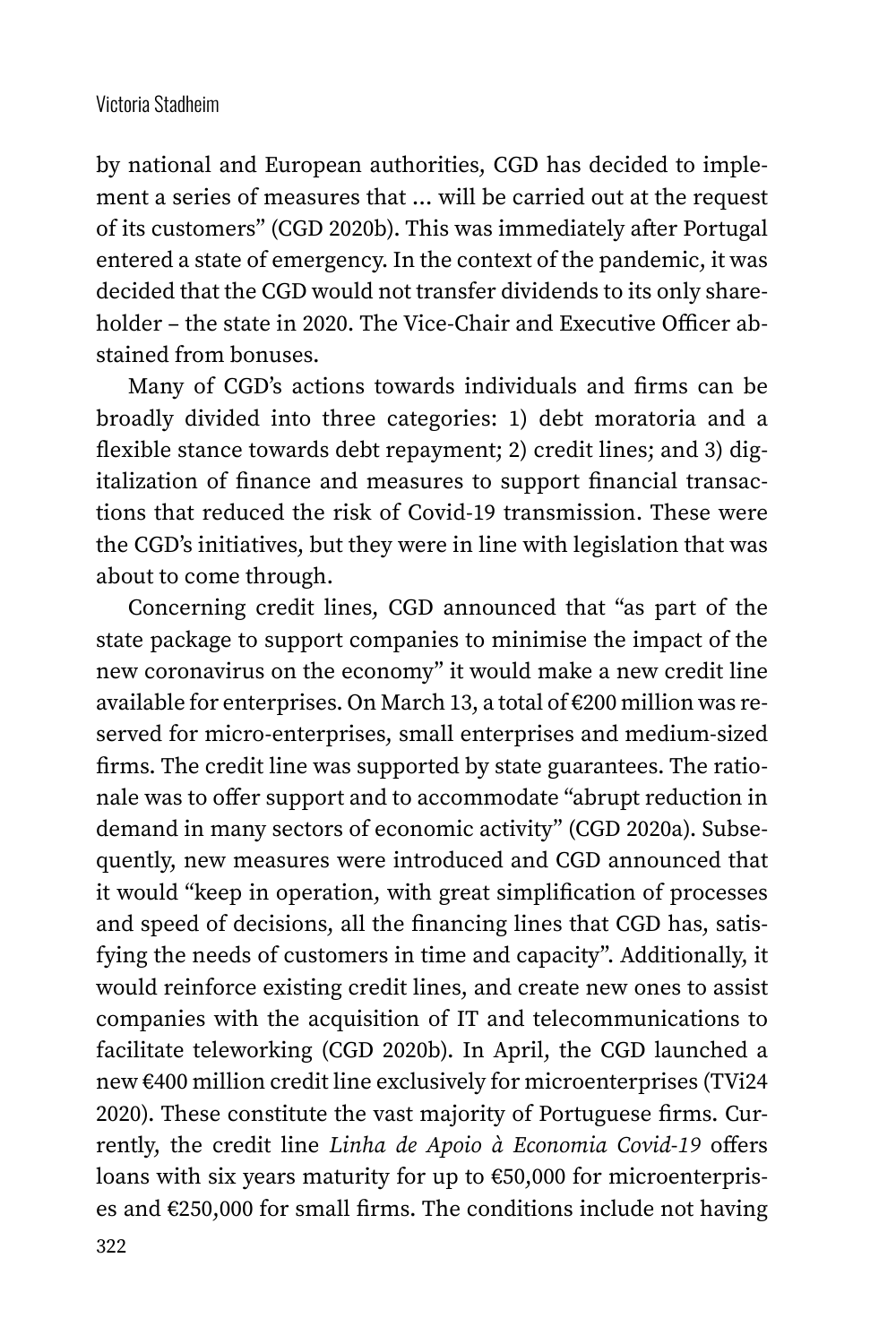by national and European authorities, CGD has decided to implement a series of measures that ... will be carried out at the request of its customers" (CGD 2020b). This was immediately after Portugal entered a state of emergency. In the context of the pandemic, it was decided that the CGD would not transfer dividends to its only shareholder – the state in 2020. The Vice-Chair and Executive Officer abstained from bonuses.

Many of CGD's actions towards individuals and firms can be broadly divided into three categories: 1) debt moratoria and a flexible stance towards debt repayment; 2) credit lines; and 3) digitalization of finance and measures to support financial transactions that reduced the risk of Covid-19 transmission. These were the CGD's initiatives, but they were in line with legislation that was about to come through.

Concerning credit lines, CGD announced that "as part of the state package to support companies to minimise the impact of the new coronavirus on the economy" it would make a new credit line available for enterprises. On March 13, a total of €200 million was reserved for micro-enterprises, small enterprises and medium-sized firms. The credit line was supported by state guarantees. The rationale was to offer support and to accommodate "abrupt reduction in demand in many sectors of economic activity" (CGD 2020a). Subsequently, new measures were introduced and CGD announced that it would "keep in operation, with great simplification of processes and speed of decisions, all the financing lines that CGD has, satisfying the needs of customers in time and capacity". Additionally, it would reinforce existing credit lines, and create new ones to assist companies with the acquisition of IT and telecommunications to facilitate teleworking (CGD 2020b). In April, the CGD launched a new €400 million credit line exclusively for microenterprises (TVi24 2020). These constitute the vast majority of Portuguese firms. Currently, the credit line *Linha de Apoio à Economia Covid-19* offers loans with six years maturity for up to €50,000 for microenterprises and €250,000 for small firms. The conditions include not having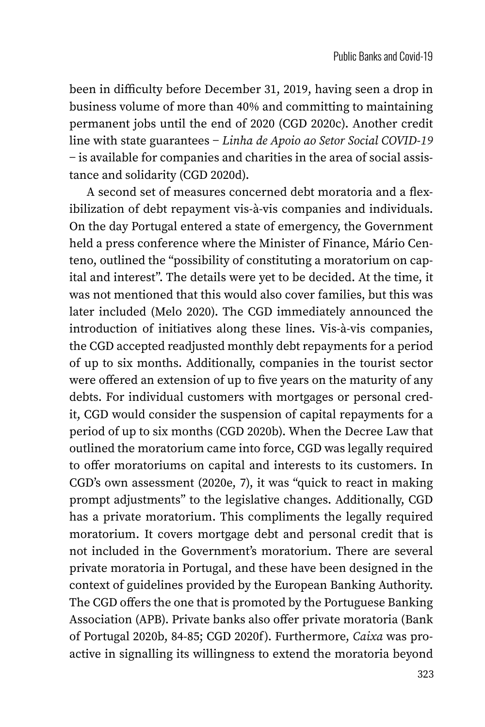been in difficulty before December 31, 2019, having seen a drop in business volume of more than 40% and committing to maintaining permanent jobs until the end of 2020 (CGD 2020c). Another credit line with state guarantees – *Linha de Apoio ao Setor Social COVID-19* – is available for companies and charities in the area of social assistance and solidarity (CGD 2020d).

A second set of measures concerned debt moratoria and a flexibilization of debt repayment vis-à-vis companies and individuals. On the day Portugal entered a state of emergency, the Government held a press conference where the Minister of Finance, Mário Centeno, outlined the "possibility of constituting a moratorium on capital and interest". The details were yet to be decided. At the time, it was not mentioned that this would also cover families, but this was later included (Melo 2020). The CGD immediately announced the introduction of initiatives along these lines. Vis-à-vis companies, the CGD accepted readjusted monthly debt repayments for a period of up to six months. Additionally, companies in the tourist sector were offered an extension of up to five years on the maturity of any debts. For individual customers with mortgages or personal credit, CGD would consider the suspension of capital repayments for a period of up to six months (CGD 2020b). When the Decree Law that outlined the moratorium came into force, CGD was legally required to offer moratoriums on capital and interests to its customers. In CGD's own assessment (2020e, 7), it was "quick to react in making prompt adjustments" to the legislative changes. Additionally, CGD has a private moratorium. This compliments the legally required moratorium. It covers mortgage debt and personal credit that is not included in the Government's moratorium. There are several private moratoria in Portugal, and these have been designed in the context of guidelines provided by the European Banking Authority. The CGD offers the one that is promoted by the Portuguese Banking Association (APB). Private banks also offer private moratoria (Bank of Portugal 2020b, 84-85; CGD 2020f). Furthermore, *Caixa* was proactive in signalling its willingness to extend the moratoria beyond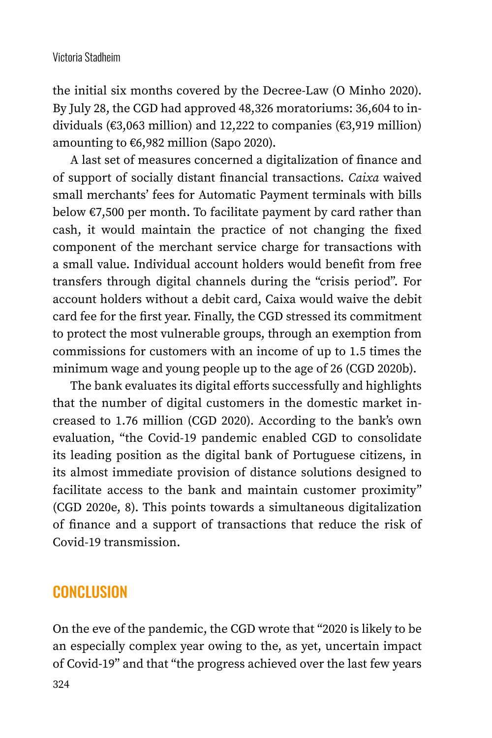the initial six months covered by the Decree-Law (O Minho 2020). By July 28, the CGD had approved 48,326 moratoriums: 36,604 to individuals (€3,063 million) and 12,222 to companies (€3,919 million) amounting to €6,982 million (Sapo 2020).

A last set of measures concerned a digitalization of finance and of support of socially distant financial transactions. *Caixa* waived small merchants' fees for Automatic Payment terminals with bills below €7,500 per month. To facilitate payment by card rather than cash, it would maintain the practice of not changing the fixed component of the merchant service charge for transactions with a small value. Individual account holders would benefit from free transfers through digital channels during the "crisis period". For account holders without a debit card, Caixa would waive the debit card fee for the first year. Finally, the CGD stressed its commitment to protect the most vulnerable groups, through an exemption from commissions for customers with an income of up to 1.5 times the minimum wage and young people up to the age of 26 (CGD 2020b).

The bank evaluates its digital efforts successfully and highlights that the number of digital customers in the domestic market increased to 1.76 million (CGD 2020). According to the bank's own evaluation, "the Covid-19 pandemic enabled CGD to consolidate its leading position as the digital bank of Portuguese citizens, in its almost immediate provision of distance solutions designed to facilitate access to the bank and maintain customer proximity" (CGD 2020e, 8). This points towards a simultaneous digitalization of finance and a support of transactions that reduce the risk of Covid-19 transmission.

## CONCLUSION

On the eve of the pandemic, the CGD wrote that "2020 is likely to be an especially complex year owing to the, as yet, uncertain impact of Covid-19" and that "the progress achieved over the last few years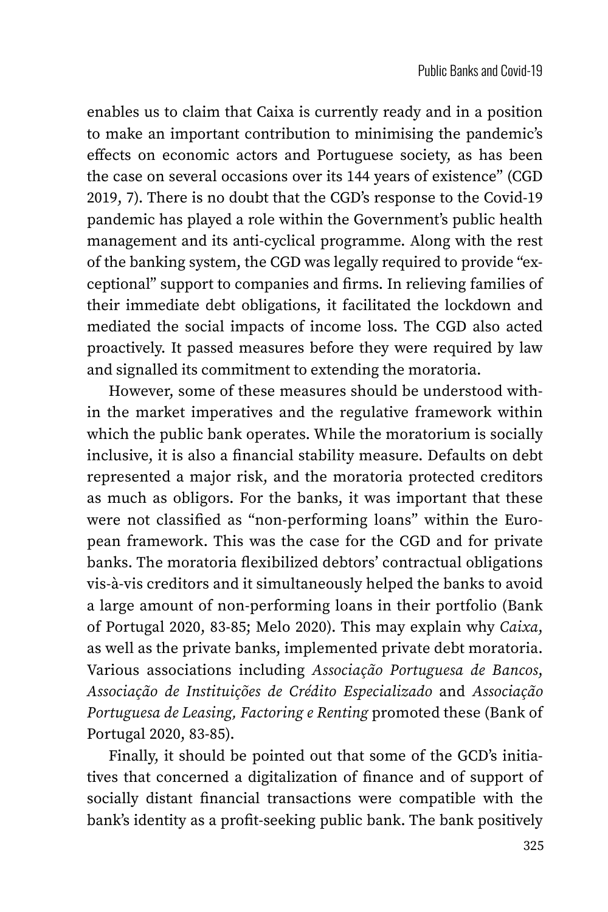enables us to claim that Caixa is currently ready and in a position to make an important contribution to minimising the pandemic's effects on economic actors and Portuguese society, as has been the case on several occasions over its 144 years of existence" (CGD 2019, 7). There is no doubt that the CGD's response to the Covid-19 pandemic has played a role within the Government's public health management and its anti-cyclical programme. Along with the rest of the banking system, the CGD was legally required to provide "exceptional" support to companies and firms. In relieving families of their immediate debt obligations, it facilitated the lockdown and mediated the social impacts of income loss. The CGD also acted proactively. It passed measures before they were required by law and signalled its commitment to extending the moratoria.

However, some of these measures should be understood within the market imperatives and the regulative framework within which the public bank operates. While the moratorium is socially inclusive, it is also a financial stability measure. Defaults on debt represented a major risk, and the moratoria protected creditors as much as obligors. For the banks, it was important that these were not classified as "non-performing loans" within the European framework. This was the case for the CGD and for private banks. The moratoria flexibilized debtors' contractual obligations vis-à-vis creditors and it simultaneously helped the banks to avoid a large amount of non-performing loans in their portfolio (Bank of Portugal 2020, 83-85; Melo 2020). This may explain why *Caixa*, as well as the private banks, implemented private debt moratoria. Various associations including *Associação Portuguesa de Bancos*, *Associação de Instituições de Crédito Especializado* and *Associação Portuguesa de Leasing, Factoring e Renting* promoted these (Bank of Portugal 2020, 83-85).

Finally, it should be pointed out that some of the GCD's initiatives that concerned a digitalization of finance and of support of socially distant financial transactions were compatible with the bank's identity as a profit-seeking public bank. The bank positively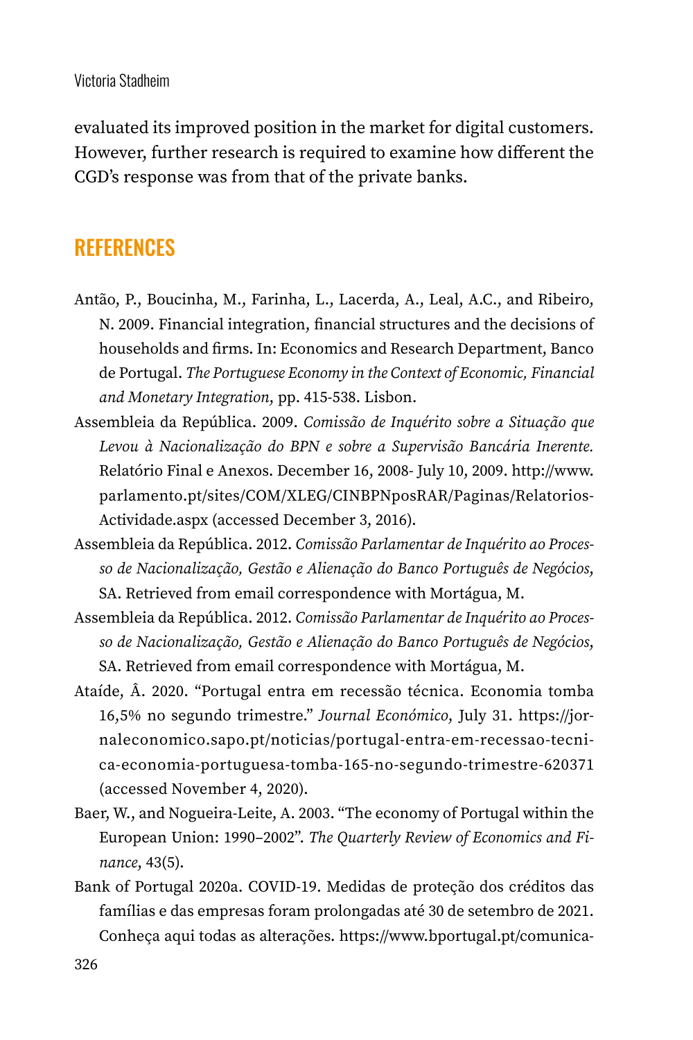evaluated its improved position in the market for digital customers. However, further research is required to examine how different the CGD's response was from that of the private banks.

## REFERENCES

Antão, P., Boucinha, M., Farinha, L., Lacerda, A., Leal, A.C., and Ribeiro, N. 2009. Financial integration, financial structures and the decisions of households and firms. In: Economics and Research Department, Banco de Portugal. *The Portuguese Economy in the Context of Economic, Financial and Monetary Integration*, pp. 415-538. Lisbon.

Assembleia da República. 2009. *Comissão de Inquérito sobre a Situação que Levou à Nacionalização do BPN e sobre a Supervisão Bancária Inerente.* Relatório Final e Anexos. December 16, 2008- July 10, 2009. http://www.parlamento.pt/sites/COM/XLEG/CINBPNposRAR/Paginas/Relatorios-Actividade.aspx (accessed December 3, 2016).

Assembleia da República. 2012. *Comissão Parlamentar de Inquérito ao Processo de Nacionalização, Gestão e Alienação do Banco Português de Negócios,* SA. Retrieved from email correspondence with Mortágua, M.

Assembleia da República. 2012. *Comissão Parlamentar de Inquérito ao Processo de Nacionalização, Gestão e Alienação do Banco Português de Negócios,* SA. Retrieved from email correspondence with Mortágua, M.

Ataíde, Â. 2020. "Portugal entra em recessão técnica. Economia tomba 16,5% no segundo trimestre." *Journal Económico,* July 31. https://jornaleconomico.sapo.pt/noticias/portugal-entra-em-recessao-tecnica-economia-portuguesa-tomba-165-no-segundo-trimestre-620371 (accessed November 4, 2020).

Baer, W., and Nogueira-Leite, A. 2003. "The economy of Portugal within the European Union: 1990–2002". *The Quarterly Review of Economics and Finance,* 43(5).

Bank of Portugal 2020a. COVID-19. Medidas de proteção dos créditos das famílias e das empresas foram prolongadas até 30 de setembro de 2021. Conheça aqui todas as alterações. https://www.bportugal.pt/comunica-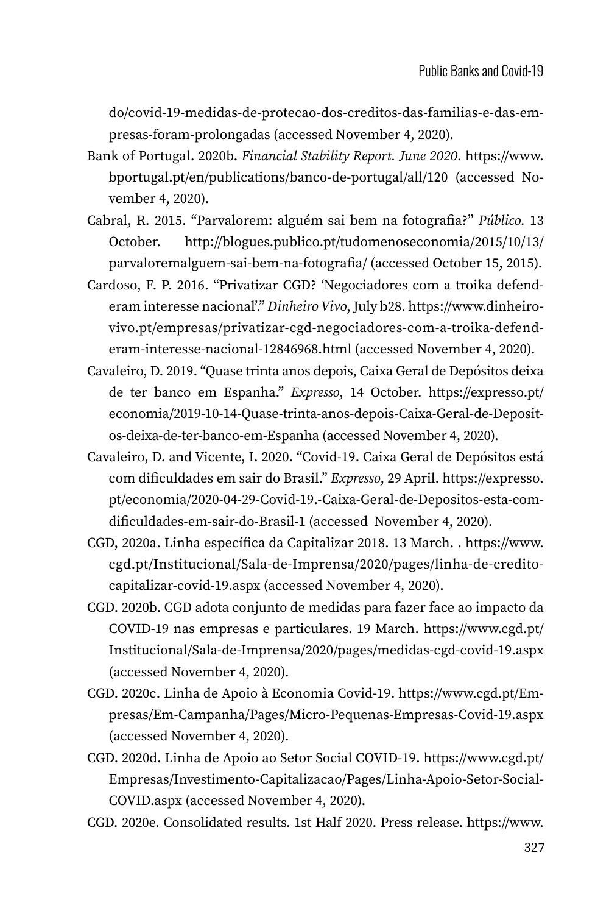do/covid-19-medidas-de-protecao-dos-creditos-das-familias-e-das-empresas-foram-prolongadas (accessed November 4, 2020).

Bank of Portugal. 2020b. *Financial Stability Report. June 2020.* https://www.bportugal.pt/en/publications/banco-de-portugal/all/120 (accessed November 4, 2020).

Cabral, R. 2015. "Parvalorem: alguém sai bem na fotografia?" *Público.* 13 October. http://blogues.publico.pt/tudomenoseconomia/2015/10/13/parvaloremalguem-sai-bem-na-fotografia/ (accessed October 15, 2015).

Cardoso, F. P. 2016. "Privatizar CGD? 'Negociadores com a troika defenderam interesse nacional'." *Dinheiro Vivo,* July b28. https://www.dinheirovivo.pt/empresas/privatizar-cgd-negociadores-com-a-troika-defenderam-interesse-nacional-12846968.html (accessed November 4, 2020).

Cavaleiro, D. 2019. "Quase trinta anos depois, Caixa Geral de Depósitos deixa de ter banco em Espanha." *Expresso,* 14 October. https://expresso.pt/economia/2019-10-14-Quase-trinta-anos-depois-Caixa-Geral-de-Depositos-deixa-de-ter-banco-em-Espanha (accessed November 4, 2020).

Cavaleiro, D. and Vicente, I. 2020. "Covid-19. Caixa Geral de Depósitos está com dificuldades em sair do Brasil." *Expresso,* 29 April. https://expresso.pt/economia/2020-04-29-Covid-19.-Caixa-Geral-de-Depositos-esta-com-dificuldades-em-sair-do-Brasil-1 (accessed November 4, 2020).

CGD, 2020a. Linha específica da Capitalizar 2018. 13 March. . https://www.cgd.pt/Institucional/Sala-de-Imprensa/2020/pages/linha-de-credito-capitalizar-covid-19.aspx (accessed November 4, 2020).

CGD. 2020b. CGD adota conjunto de medidas para fazer face ao impacto da COVID-19 nas empresas e particulares. 19 March. https://www.cgd.pt/Institucional/Sala-de-Imprensa/2020/pages/medidas-cgd-covid-19.aspx (accessed November 4, 2020).

CGD. 2020c. Linha de Apoio à Economia Covid-19. https://www.cgd.pt/Empresas/Em-Campanha/Pages/Micro-Pequenas-Empresas-Covid-19.aspx (accessed November 4, 2020).

CGD. 2020d. Linha de Apoio ao Setor Social COVID-19. https://www.cgd.pt/Empresas/Investimento-Capitalizacao/Pages/Linha-Apoio-Setor-Social-COVID.aspx (accessed November 4, 2020).

CGD. 2020e. Consolidated results. 1st Half 2020. Press release. https://www.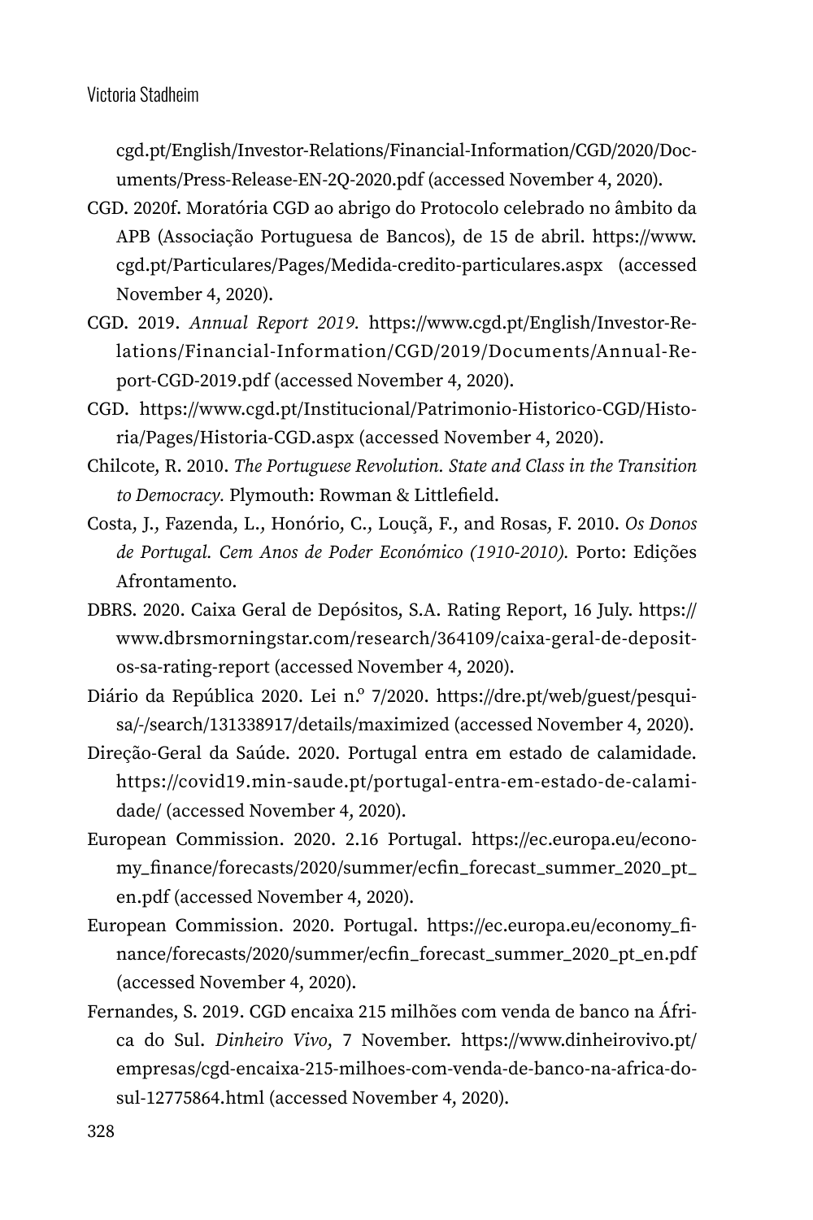cgd.pt/English/Investor-Relations/Financial-Information/CGD/2020/Documents/Press-Release-EN-2Q-2020.pdf (accessed November 4, 2020).

CGD. 2020f. Moratória CGD ao abrigo do Protocolo celebrado no âmbito da APB (Associação Portuguesa de Bancos), de 15 de abril. https://www.cgd.pt/Particulares/Pages/Medida-credito-particulares.aspx (accessed November 4, 2020).

CGD. 2019. *Annual Report 2019.* https://www.cgd.pt/English/Investor-Relations/Financial-Information/CGD/2019/Documents/Annual-Report-CGD-2019.pdf (accessed November 4, 2020).

CGD. https://www.cgd.pt/Institucional/Patrimonio-Historico-CGD/Historia/Pages/Historia-CGD.aspx (accessed November 4, 2020).

Chilcote, R. 2010. *The Portuguese Revolution. State and Class in the Transition to Democracy.* Plymouth: Rowman & Littlefield.

Costa, J., Fazenda, L., Honório, C., Louçã, F., and Rosas, F. 2010. *Os Donos de Portugal. Cem Anos de Poder Económico (1910-2010).* Porto: Edições Afrontamento.

DBRS. 2020. Caixa Geral de Depósitos, S.A. Rating Report, 16 July. https://www.dbrsmorningstar.com/research/364109/caixa-geral-de-depositos-sa-rating-report (accessed November 4, 2020).

Diário da República 2020. Lei n.º 7/2020. https://dre.pt/web/guest/pesquisa/-/search/131338917/details/maximized (accessed November 4, 2020).

Direção-Geral da Saúde. 2020. Portugal entra em estado de calamidade. https://covid19.min-saude.pt/portugal-entra-em-estado-de-calamidade/ (accessed November 4, 2020).

European Commission. 2020. 2.16 Portugal. https://ec.europa.eu/economy_finance/forecasts/2020/summer/ecfin_forecast_summer_2020_pt_en.pdf (accessed November 4, 2020).

European Commission. 2020. Portugal. https://ec.europa.eu/economy_finance/forecasts/2020/summer/ecfin_forecast_summer_2020_pt_en.pdf (accessed November 4, 2020).

Fernandes, S. 2019. CGD encaixa 215 milhões com venda de banco na África do Sul. *Dinheiro Vivo*, 7 November. https://www.dinheirovivo.pt/empresas/cgd-encaixa-215-milhoes-com-venda-de-banco-na-africa-do-sul-12775864.html (accessed November 4, 2020).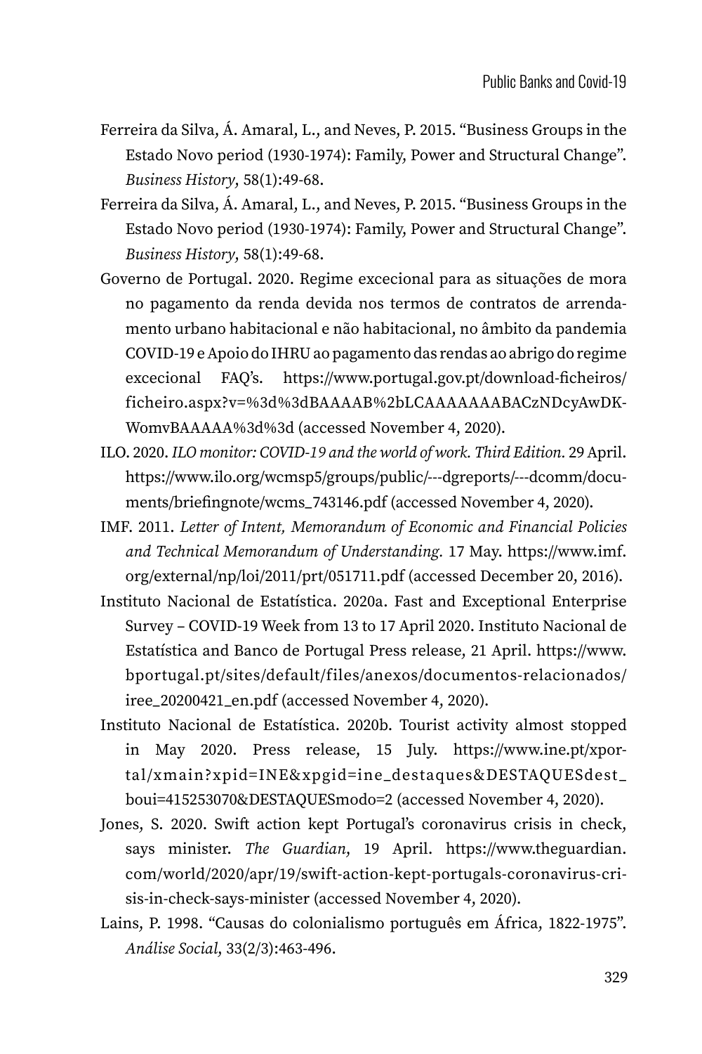Ferreira da Silva, Á. Amaral, L., and Neves, P. 2015. "Business Groups in the Estado Novo period (1930-1974): Family, Power and Structural Change". *Business History*, 58(1):49-68.

Ferreira da Silva, Á. Amaral, L., and Neves, P. 2015. "Business Groups in the Estado Novo period (1930-1974): Family, Power and Structural Change". *Business History*, 58(1):49-68.

Governo de Portugal. 2020. Regime excecional para as situações de mora no pagamento da renda devida nos termos de contratos de arrendamento urbano habitacional e não habitacional, no âmbito da pandemia COVID-19 e Apoio do IHRU ao pagamento das rendas ao abrigo do regime excecional FAQ's. https://www.portugal.gov.pt/download-ficheiros/ficheiro.aspx?v=%3d%3dBAAAAB%2bLCAAAAAAABACzNDcyAwDKWomvBAAAAA%3d%3d (accessed November 4, 2020).

ILO. 2020. *ILO monitor: COVID-19 and the world of work. Third Edition.* 29 April. https://www.ilo.org/wcmsp5/groups/public/---dgreports/---dcomm/documents/briefingnote/wcms_743146.pdf (accessed November 4, 2020).

IMF. 2011. *Letter of Intent, Memorandum of Economic and Financial Policies and Technical Memorandum of Understanding.* 17 May. https://www.imf.org/external/np/loi/2011/prt/051711.pdf (accessed December 20, 2016).

Instituto Nacional de Estatística. 2020a. Fast and Exceptional Enterprise Survey – COVID-19 Week from 13 to 17 April 2020. Instituto Nacional de Estatística and Banco de Portugal Press release, 21 April. https://www.bportugal.pt/sites/default/files/anexos/documentos-relacionados/iree_20200421_en.pdf (accessed November 4, 2020).

Instituto Nacional de Estatística. 2020b. Tourist activity almost stopped in May 2020. Press release, 15 July. https://www.ine.pt/xportal/xmain?xpid=INE&xpgid=ine_destaques&DESTAQUESdest_boui=415253070&DESTAQUESmodo=2 (accessed November 4, 2020).

Jones, S. 2020. Swift action kept Portugal's coronavirus crisis in check, says minister. *The Guardian*, 19 April. https://www.theguardian.com/world/2020/apr/19/swift-action-kept-portugals-coronavirus-crisis-in-check-says-minister (accessed November 4, 2020).

Lains, P. 1998. "Causas do colonialismo português em África, 1822-1975". *Análise Social*, 33(2/3):463-496.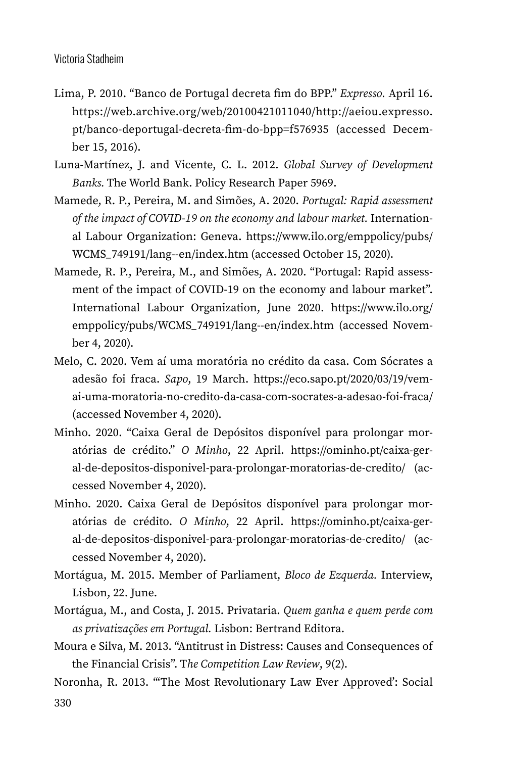Lima, P. 2010. "Banco de Portugal decreta fim do BPP." *Expresso.* April 16. https://web.archive.org/web/20100421011040/http://aeiou.expresso.pt/banco-deportugal-decreta-fim-do-bpp=f576935 (accessed December 15, 2016).

Luna-Martínez, J. and Vicente, C. L. 2012. *Global Survey of Development Banks.* The World Bank. Policy Research Paper 5969.

Mamede, R. P., Pereira, M. and Simões, A. 2020. *Portugal: Rapid assessment of the impact of COVID-19 on the economy and labour market.* International Labour Organization: Geneva. https://www.ilo.org/emppolicy/pubs/WCMS_749191/lang--en/index.htm (accessed October 15, 2020).

Mamede, R. P., Pereira, M., and Simões, A. 2020. "Portugal: Rapid assessment of the impact of COVID-19 on the economy and labour market". International Labour Organization, June 2020. https://www.ilo.org/emppolicy/pubs/WCMS_749191/lang--en/index.htm (accessed November 4, 2020).

Melo, C. 2020. Vem aí uma moratória no crédito da casa. Com Sócrates a adesão foi fraca. *Sapo,* 19 March. https://eco.sapo.pt/2020/03/19/vem-ai-uma-moratoria-no-credito-da-casa-com-socrates-a-adesao-foi-fraca/ (accessed November 4, 2020).

Minho. 2020. "Caixa Geral de Depósitos disponível para prolongar moratórias de crédito." *O Minho,* 22 April. https://ominho.pt/caixa-geral-de-depositos-disponivel-para-prolongar-moratorias-de-credito/ (accessed November 4, 2020).

Minho. 2020. Caixa Geral de Depósitos disponível para prolongar moratórias de crédito. *O Minho,* 22 April. https://ominho.pt/caixa-geral-de-depositos-disponivel-para-prolongar-moratorias-de-credito/ (accessed November 4, 2020).

Mortágua, M. 2015. Member of Parliament, *Bloco de Ezquerda.* Interview, Lisbon, 22. June.

Mortágua, M., and Costa, J. 2015. Privataria. *Quem ganha e quem perde com as privatizações em Portugal.* Lisbon: Bertrand Editora.

Moura e Silva, M. 2013. "Antitrust in Distress: Causes and Consequences of the Financial Crisis". T*he Competition Law Review,* 9(2).

Noronha, R. 2013. "'The Most Revolutionary Law Ever Approved': Social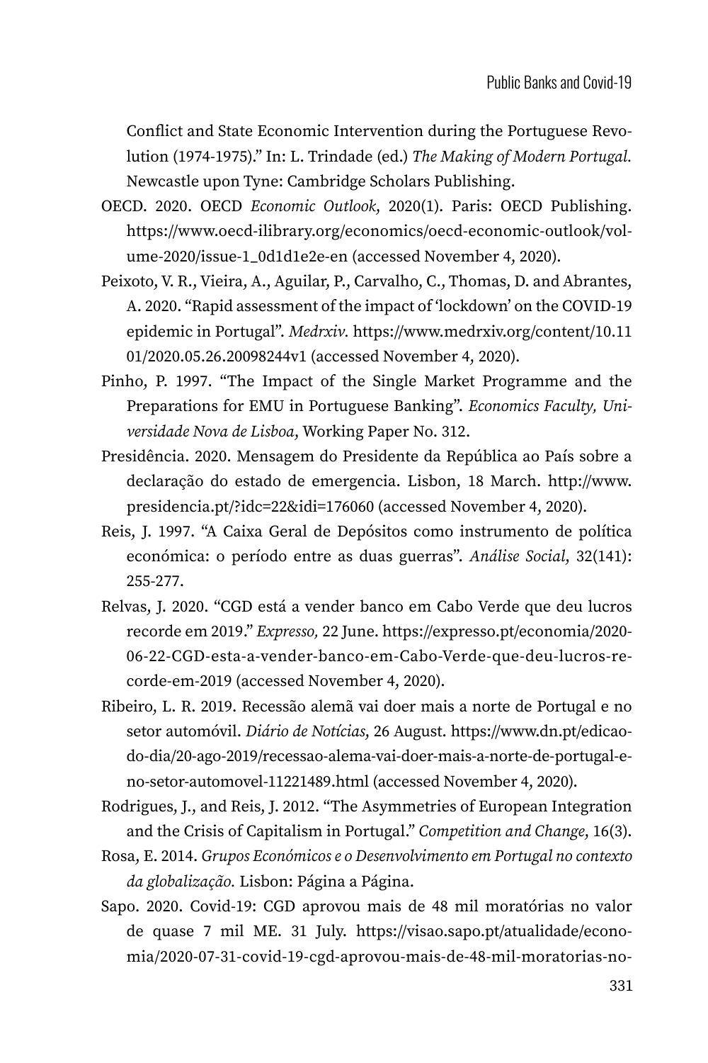Conflict and State Economic Intervention during the Portuguese Revolution (1974-1975)." In: L. Trindade (ed.) *The Making of Modern Portugal.* Newcastle upon Tyne: Cambridge Scholars Publishing.

OECD. 2020. OECD *Economic Outlook,* 2020(1). Paris: OECD Publishing. https://www.oecd-ilibrary.org/economics/oecd-economic-outlook/volume-2020/issue-1_0d1d1e2e-en (accessed November 4, 2020).

Peixoto, V. R., Vieira, A., Aguilar, P., Carvalho, C., Thomas, D. and Abrantes, A. 2020. "Rapid assessment of the impact of 'lockdown' on the COVID-19 epidemic in Portugal". *Medrxiv.* https://www.medrxiv.org/content/10.1101/2020.05.26.20098244v1 (accessed November 4, 2020).

Pinho, P. 1997. "The Impact of the Single Market Programme and the Preparations for EMU in Portuguese Banking". *Economics Faculty, Universidade Nova de Lisboa,* Working Paper No. 312.

Presidência. 2020. Mensagem do Presidente da República ao País sobre a declaração do estado de emergencia. Lisbon, 18 March. http://www.presidencia.pt/?idc=22&idi=176060 (accessed November 4, 2020).

Reis, J. 1997. "A Caixa Geral de Depósitos como instrumento de política económica: o período entre as duas guerras". *Análise Social,* 32(141): 255-277.

Relvas, J. 2020. "CGD está a vender banco em Cabo Verde que deu lucros recorde em 2019." *Expresso,* 22 June. https://expresso.pt/economia/2020-06-22-CGD-esta-a-vender-banco-em-Cabo-Verde-que-deu-lucros-recorde-em-2019 (accessed November 4, 2020).

Ribeiro, L. R. 2019. Recessão alemã vai doer mais a norte de Portugal e no setor automóvil. *Diário de Notícias,* 26 August. https://www.dn.pt/edicao-do-dia/20-ago-2019/recessao-alema-vai-doer-mais-a-norte-de-portugal-e-no-setor-automovel-11221489.html (accessed November 4, 2020).

Rodrigues, J., and Reis, J. 2012. "The Asymmetries of European Integration and the Crisis of Capitalism in Portugal." *Competition and Change,* 16(3).

Rosa, E. 2014. *Grupos Económicos e o Desenvolvimento em Portugal no contexto da globalização.* Lisbon: Página a Página.

Sapo. 2020. Covid-19: CGD aprovou mais de 48 mil moratórias no valor de quase 7 mil ME. 31 July. https://visao.sapo.pt/atualidade/economia/2020-07-31-covid-19-cgd-aprovou-mais-de-48-mil-moratorias-no-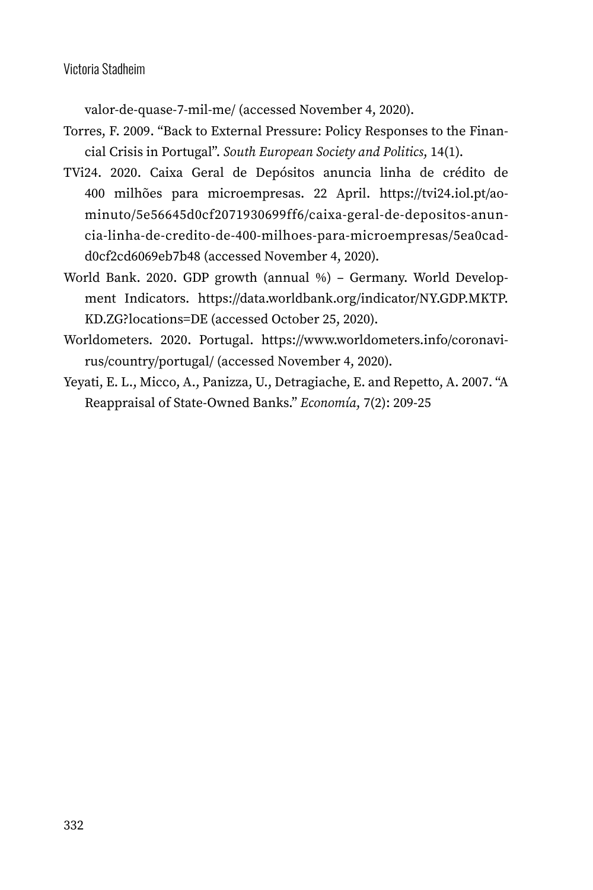valor-de-quase-7-mil-me/ (accessed November 4, 2020).

Torres, F. 2009. "Back to External Pressure: Policy Responses to the Financial Crisis in Portugal". *South European Society and Politics*, 14(1).

TVi24. 2020. Caixa Geral de Depósitos anuncia linha de crédito de 400 milhões para microempresas. 22 April. https://tvi24.iol.pt/ao-minuto/5e56645d0cf2071930699ff6/caixa-geral-de-depositos-anuncia-linha-de-credito-de-400-milhoes-para-microempresas/5ea0cadd0cf2cd6069eb7b48 (accessed November 4, 2020).

World Bank. 2020. GDP growth (annual %) – Germany. World Development Indicators. https://data.worldbank.org/indicator/NY.GDP.MKTP.KD.ZG?locations=DE (accessed October 25, 2020).

Worldometers. 2020. Portugal. https://www.worldometers.info/coronavirus/country/portugal/ (accessed November 4, 2020).

Yeyati, E. L., Micco, A., Panizza, U., Detragiache, E. and Repetto, A. 2007. "A Reappraisal of State-Owned Banks." *Economía*, 7(2): 209-25